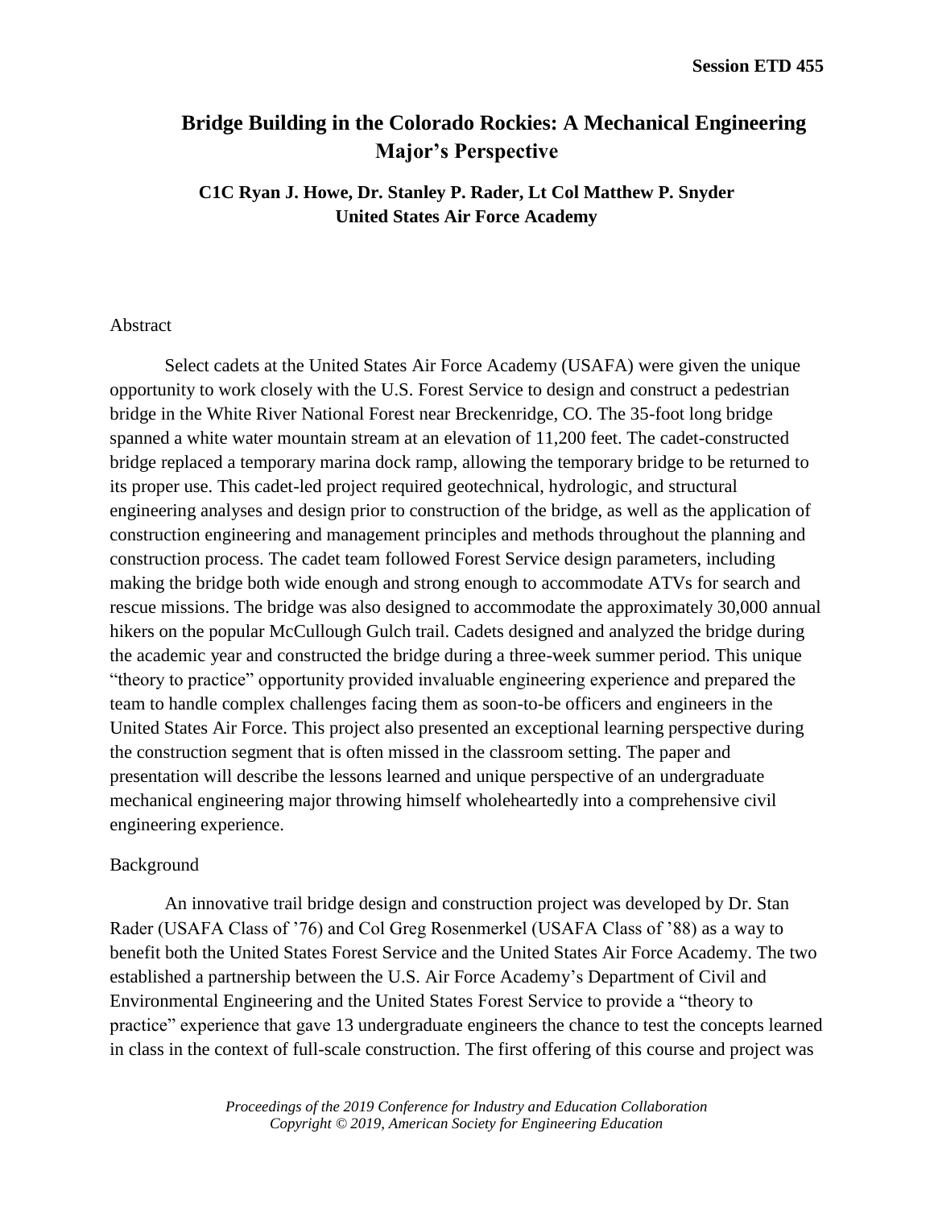Session ETD 455

# Bridge Building in the Colorado Rockies: A Mechanical Engineering Major's Perspective

**C1C Ryan J. Howe, Dr. Stanley P. Rader, Lt Col Matthew P. Snyder**
**United States Air Force Academy**

## Abstract

Select cadets at the United States Air Force Academy (USAFA) were given the unique opportunity to work closely with the U.S. Forest Service to design and construct a pedestrian bridge in the White River National Forest near Breckenridge, CO. The 35-foot long bridge spanned a white water mountain stream at an elevation of 11,200 feet. The cadet-constructed bridge replaced a temporary marina dock ramp, allowing the temporary bridge to be returned to its proper use. This cadet-led project required geotechnical, hydrologic, and structural engineering analyses and design prior to construction of the bridge, as well as the application of construction engineering and management principles and methods throughout the planning and construction process. The cadet team followed Forest Service design parameters, including making the bridge both wide enough and strong enough to accommodate ATVs for search and rescue missions. The bridge was also designed to accommodate the approximately 30,000 annual hikers on the popular McCullough Gulch trail. Cadets designed and analyzed the bridge during the academic year and constructed the bridge during a three-week summer period. This unique "theory to practice" opportunity provided invaluable engineering experience and prepared the team to handle complex challenges facing them as soon-to-be officers and engineers in the United States Air Force. This project also presented an exceptional learning perspective during the construction segment that is often missed in the classroom setting. The paper and presentation will describe the lessons learned and unique perspective of an undergraduate mechanical engineering major throwing himself wholeheartedly into a comprehensive civil engineering experience.

## Background

An innovative trail bridge design and construction project was developed by Dr. Stan Rader (USAFA Class of '76) and Col Greg Rosenmerkel (USAFA Class of '88) as a way to benefit both the United States Forest Service and the United States Air Force Academy. The two established a partnership between the U.S. Air Force Academy's Department of Civil and Environmental Engineering and the United States Forest Service to provide a "theory to practice" experience that gave 13 undergraduate engineers the chance to test the concepts learned in class in the context of full-scale construction. The first offering of this course and project was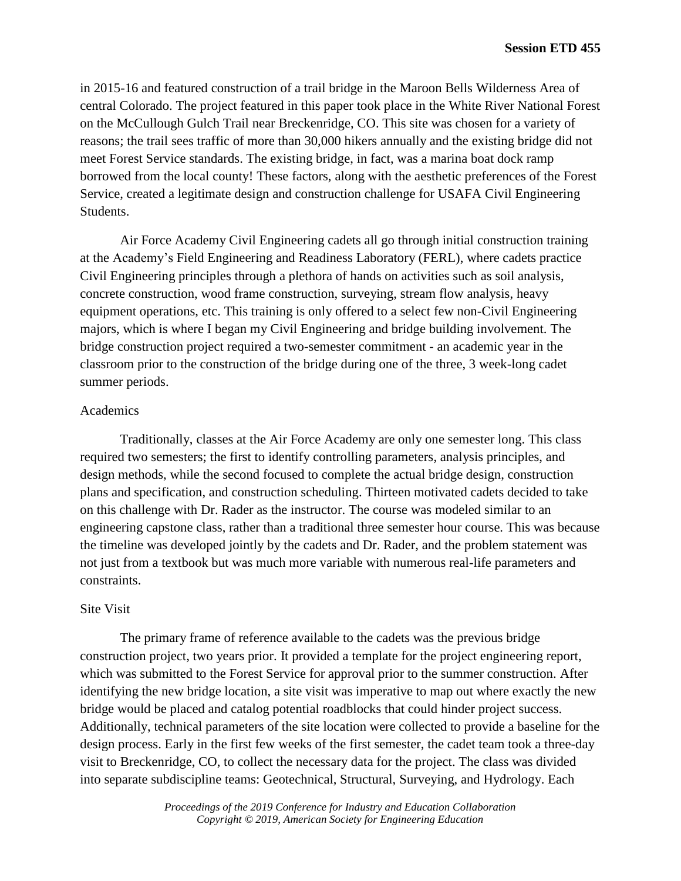in 2015-16 and featured construction of a trail bridge in the Maroon Bells Wilderness Area of central Colorado. The project featured in this paper took place in the White River National Forest on the McCullough Gulch Trail near Breckenridge, CO. This site was chosen for a variety of reasons; the trail sees traffic of more than 30,000 hikers annually and the existing bridge did not meet Forest Service standards. The existing bridge, in fact, was a marina boat dock ramp borrowed from the local county! These factors, along with the aesthetic preferences of the Forest Service, created a legitimate design and construction challenge for USAFA Civil Engineering Students.

Air Force Academy Civil Engineering cadets all go through initial construction training at the Academy's Field Engineering and Readiness Laboratory (FERL), where cadets practice Civil Engineering principles through a plethora of hands on activities such as soil analysis, concrete construction, wood frame construction, surveying, stream flow analysis, heavy equipment operations, etc. This training is only offered to a select few non-Civil Engineering majors, which is where I began my Civil Engineering and bridge building involvement. The bridge construction project required a two-semester commitment - an academic year in the classroom prior to the construction of the bridge during one of the three, 3 week-long cadet summer periods.

## Academics

Traditionally, classes at the Air Force Academy are only one semester long. This class required two semesters; the first to identify controlling parameters, analysis principles, and design methods, while the second focused to complete the actual bridge design, construction plans and specification, and construction scheduling. Thirteen motivated cadets decided to take on this challenge with Dr. Rader as the instructor. The course was modeled similar to an engineering capstone class, rather than a traditional three semester hour course. This was because the timeline was developed jointly by the cadets and Dr. Rader, and the problem statement was not just from a textbook but was much more variable with numerous real-life parameters and constraints.

## Site Visit

The primary frame of reference available to the cadets was the previous bridge construction project, two years prior. It provided a template for the project engineering report, which was submitted to the Forest Service for approval prior to the summer construction. After identifying the new bridge location, a site visit was imperative to map out where exactly the new bridge would be placed and catalog potential roadblocks that could hinder project success. Additionally, technical parameters of the site location were collected to provide a baseline for the design process. Early in the first few weeks of the first semester, the cadet team took a three-day visit to Breckenridge, CO, to collect the necessary data for the project. The class was divided into separate subdiscipline teams: Geotechnical, Structural, Surveying, and Hydrology. Each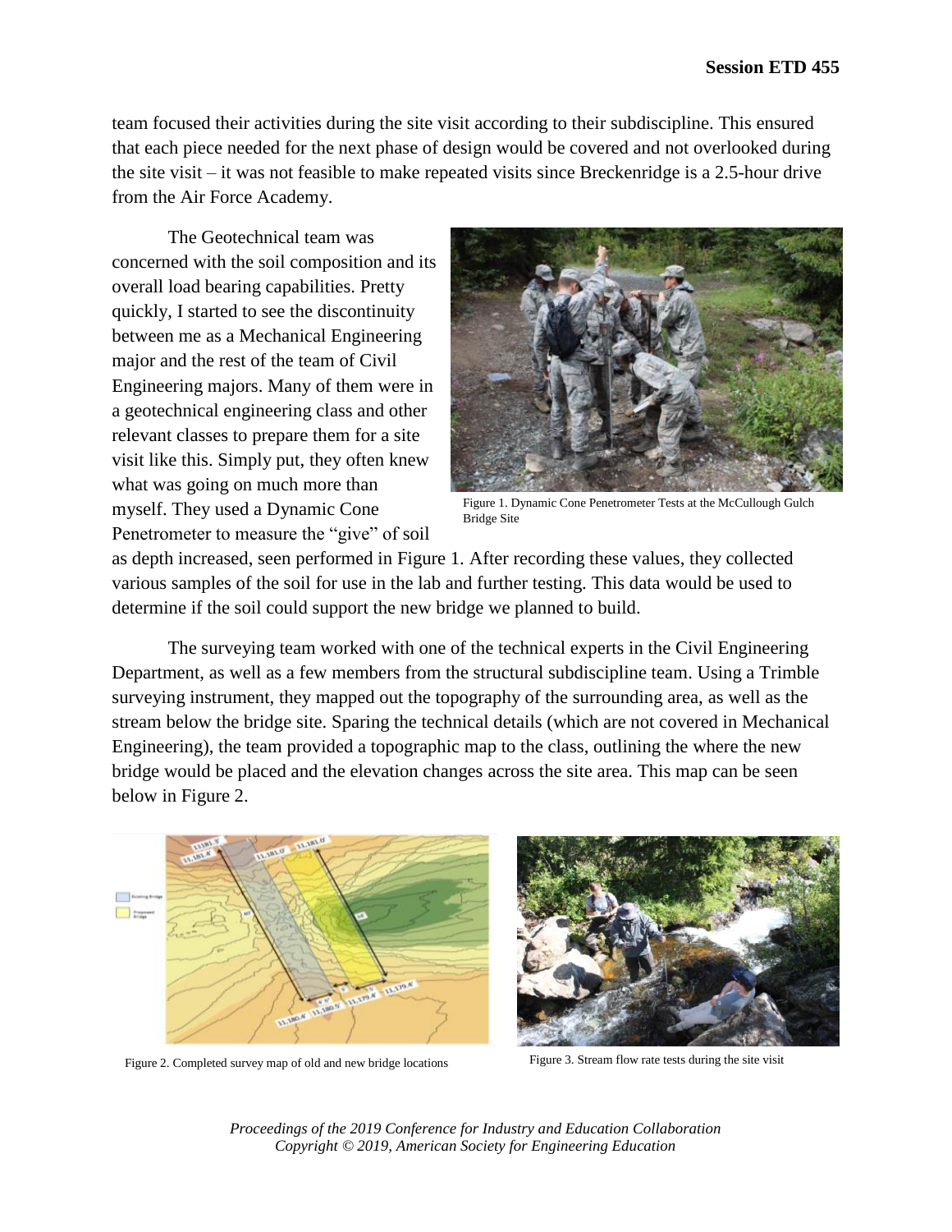team focused their activities during the site visit according to their subdiscipline. This ensured that each piece needed for the next phase of design would be covered and not overlooked during the site visit – it was not feasible to make repeated visits since Breckenridge is a 2.5-hour drive from the Air Force Academy.

The Geotechnical team was concerned with the soil composition and its overall load bearing capabilities. Pretty quickly, I started to see the discontinuity between me as a Mechanical Engineering major and the rest of the team of Civil Engineering majors. Many of them were in a geotechnical engineering class and other relevant classes to prepare them for a site visit like this. Simply put, they often knew what was going on much more than myself. They used a Dynamic Cone Penetrometer to measure the "give" of soil as depth increased, seen performed in Figure 1. After recording these values, they collected various samples of the soil for use in the lab and further testing. This data would be used to determine if the soil could support the new bridge we planned to build.

Figure 1. Dynamic Cone Penetrometer Tests at the McCullough Gulch Bridge Site

The surveying team worked with one of the technical experts in the Civil Engineering Department, as well as a few members from the structural subdiscipline team. Using a Trimble surveying instrument, they mapped out the topography of the surrounding area, as well as the stream below the bridge site. Sparing the technical details (which are not covered in Mechanical Engineering), the team provided a topographic map to the class, outlining the where the new bridge would be placed and the elevation changes across the site area. This map can be seen below in Figure 2.

Figure 2. Completed survey map of old and new bridge locations

Figure 3. Stream flow rate tests during the site visit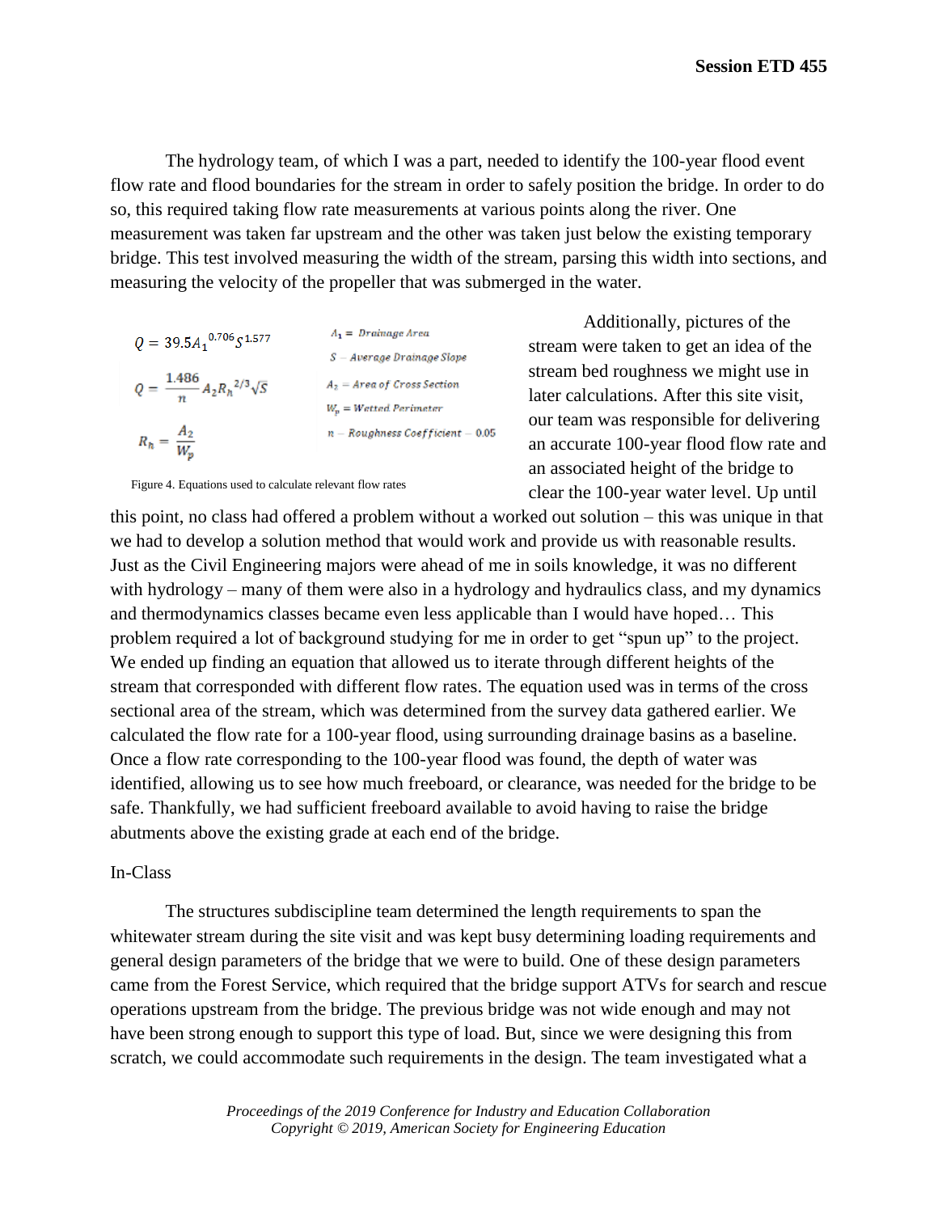The hydrology team, of which I was a part, needed to identify the 100-year flood event flow rate and flood boundaries for the stream in order to safely position the bridge. In order to do so, this required taking flow rate measurements at various points along the river. One measurement was taken far upstream and the other was taken just below the existing temporary bridge. This test involved measuring the width of the stream, parsing this width into sections, and measuring the velocity of the propeller that was submerged in the water.

$$Q = 39.5{A_1}^{0.706}S^{1.577}$$

$$Q = \frac{1.486}{n}A_2{R_h}^{2/3}\sqrt{S}$$

$$R_h = \frac{A_2}{W_p}$$

$A_1 = Drainage\ Area$

$S - Average\ Drainage\ Slope$

$A_2 = Area\ of\ Cross\ Section$

$W_p = Wetted\ Perimeter$

$n - Roughness\ Coefficient - 0.05$

Figure 4. Equations used to calculate relevant flow rates

Additionally, pictures of the stream were taken to get an idea of the stream bed roughness we might use in later calculations. After this site visit, our team was responsible for delivering an accurate 100-year flood flow rate and an associated height of the bridge to clear the 100-year water level. Up until this point, no class had offered a problem without a worked out solution – this was unique in that we had to develop a solution method that would work and provide us with reasonable results. Just as the Civil Engineering majors were ahead of me in soils knowledge, it was no different with hydrology – many of them were also in a hydrology and hydraulics class, and my dynamics and thermodynamics classes became even less applicable than I would have hoped… This problem required a lot of background studying for me in order to get "spun up" to the project. We ended up finding an equation that allowed us to iterate through different heights of the stream that corresponded with different flow rates. The equation used was in terms of the cross sectional area of the stream, which was determined from the survey data gathered earlier. We calculated the flow rate for a 100-year flood, using surrounding drainage basins as a baseline. Once a flow rate corresponding to the 100-year flood was found, the depth of water was identified, allowing us to see how much freeboard, or clearance, was needed for the bridge to be safe. Thankfully, we had sufficient freeboard available to avoid having to raise the bridge abutments above the existing grade at each end of the bridge.

In-Class

The structures subdiscipline team determined the length requirements to span the whitewater stream during the site visit and was kept busy determining loading requirements and general design parameters of the bridge that we were to build. One of these design parameters came from the Forest Service, which required that the bridge support ATVs for search and rescue operations upstream from the bridge. The previous bridge was not wide enough and may not have been strong enough to support this type of load. But, since we were designing this from scratch, we could accommodate such requirements in the design. The team investigated what a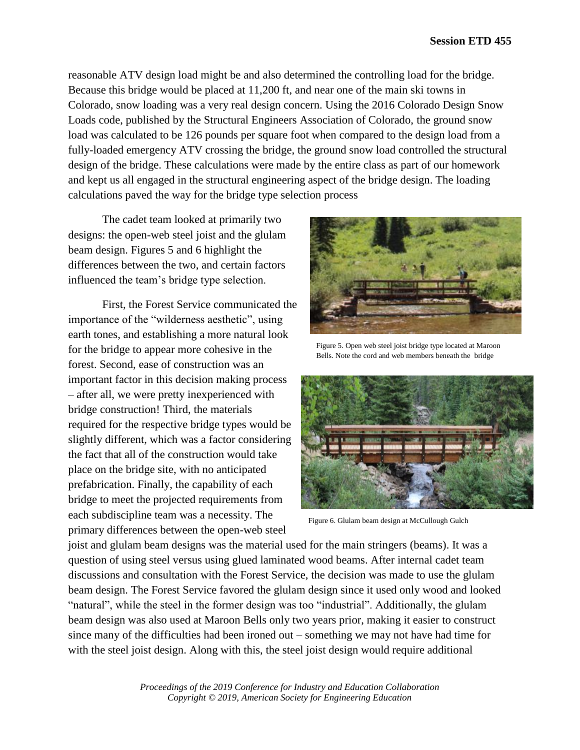reasonable ATV design load might be and also determined the controlling load for the bridge. Because this bridge would be placed at 11,200 ft, and near one of the main ski towns in Colorado, snow loading was a very real design concern. Using the 2016 Colorado Design Snow Loads code, published by the Structural Engineers Association of Colorado, the ground snow load was calculated to be 126 pounds per square foot when compared to the design load from a fully-loaded emergency ATV crossing the bridge, the ground snow load controlled the structural design of the bridge. These calculations were made by the entire class as part of our homework and kept us all engaged in the structural engineering aspect of the bridge design. The loading calculations paved the way for the bridge type selection process

The cadet team looked at primarily two designs: the open-web steel joist and the glulam beam design. Figures 5 and 6 highlight the differences between the two, and certain factors influenced the team's bridge type selection.

Figure 5. Open web steel joist bridge type located at Maroon Bells. Note the cord and web members beneath the bridge

Figure 6. Glulam beam design at McCullough Gulch

First, the Forest Service communicated the importance of the "wilderness aesthetic", using earth tones, and establishing a more natural look for the bridge to appear more cohesive in the forest. Second, ease of construction was an important factor in this decision making process – after all, we were pretty inexperienced with bridge construction! Third, the materials required for the respective bridge types would be slightly different, which was a factor considering the fact that all of the construction would take place on the bridge site, with no anticipated prefabrication. Finally, the capability of each bridge to meet the projected requirements from each subdiscipline team was a necessity. The primary differences between the open-web steel joist and glulam beam designs was the material used for the main stringers (beams). It was a question of using steel versus using glued laminated wood beams. After internal cadet team discussions and consultation with the Forest Service, the decision was made to use the glulam beam design. The Forest Service favored the glulam design since it used only wood and looked "natural", while the steel in the former design was too "industrial". Additionally, the glulam beam design was also used at Maroon Bells only two years prior, making it easier to construct since many of the difficulties had been ironed out – something we may not have had time for with the steel joist design. Along with this, the steel joist design would require additional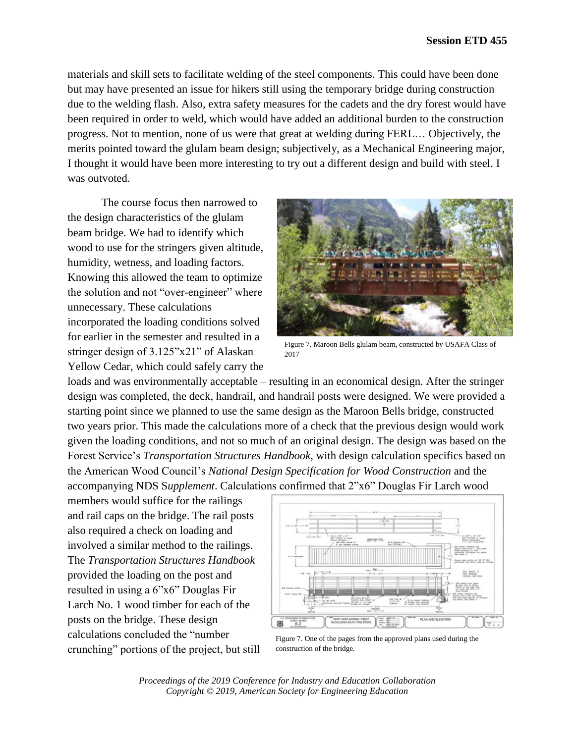materials and skill sets to facilitate welding of the steel components. This could have been done but may have presented an issue for hikers still using the temporary bridge during construction due to the welding flash. Also, extra safety measures for the cadets and the dry forest would have been required in order to weld, which would have added an additional burden to the construction progress. Not to mention, none of us were that great at welding during FERL… Objectively, the merits pointed toward the glulam beam design; subjectively, as a Mechanical Engineering major, I thought it would have been more interesting to try out a different design and build with steel. I was outvoted.

The course focus then narrowed to the design characteristics of the glulam beam bridge. We had to identify which wood to use for the stringers given altitude, humidity, wetness, and loading factors. Knowing this allowed the team to optimize the solution and not "over-engineer" where unnecessary. These calculations incorporated the loading conditions solved for earlier in the semester and resulted in a stringer design of 3.125"x21" of Alaskan Yellow Cedar, which could safely carry the loads and was environmentally acceptable – resulting in an economical design. After the stringer design was completed, the deck, handrail, and handrail posts were designed. We were provided a starting point since we planned to use the same design as the Maroon Bells bridge, constructed two years prior. This made the calculations more of a check that the previous design would work given the loading conditions, and not so much of an original design. The design was based on the Forest Service's *Transportation Structures Handbook*, with design calculation specifics based on the American Wood Council's *National Design Specification for Wood Construction* and the accompanying NDS S*upplement*. Calculations confirmed that 2"x6" Douglas Fir Larch wood members would suffice for the railings and rail caps on the bridge. The rail posts also required a check on loading and involved a similar method to the railings. The *Transportation Structures Handbook* provided the loading on the post and resulted in using a 6"x6" Douglas Fir Larch No. 1 wood timber for each of the posts on the bridge. These design calculations concluded the "number crunching" portions of the project, but still

Figure 7. Maroon Bells glulam beam, constructed by USAFA Class of 2017

Figure 7. One of the pages from the approved plans used during the construction of the bridge.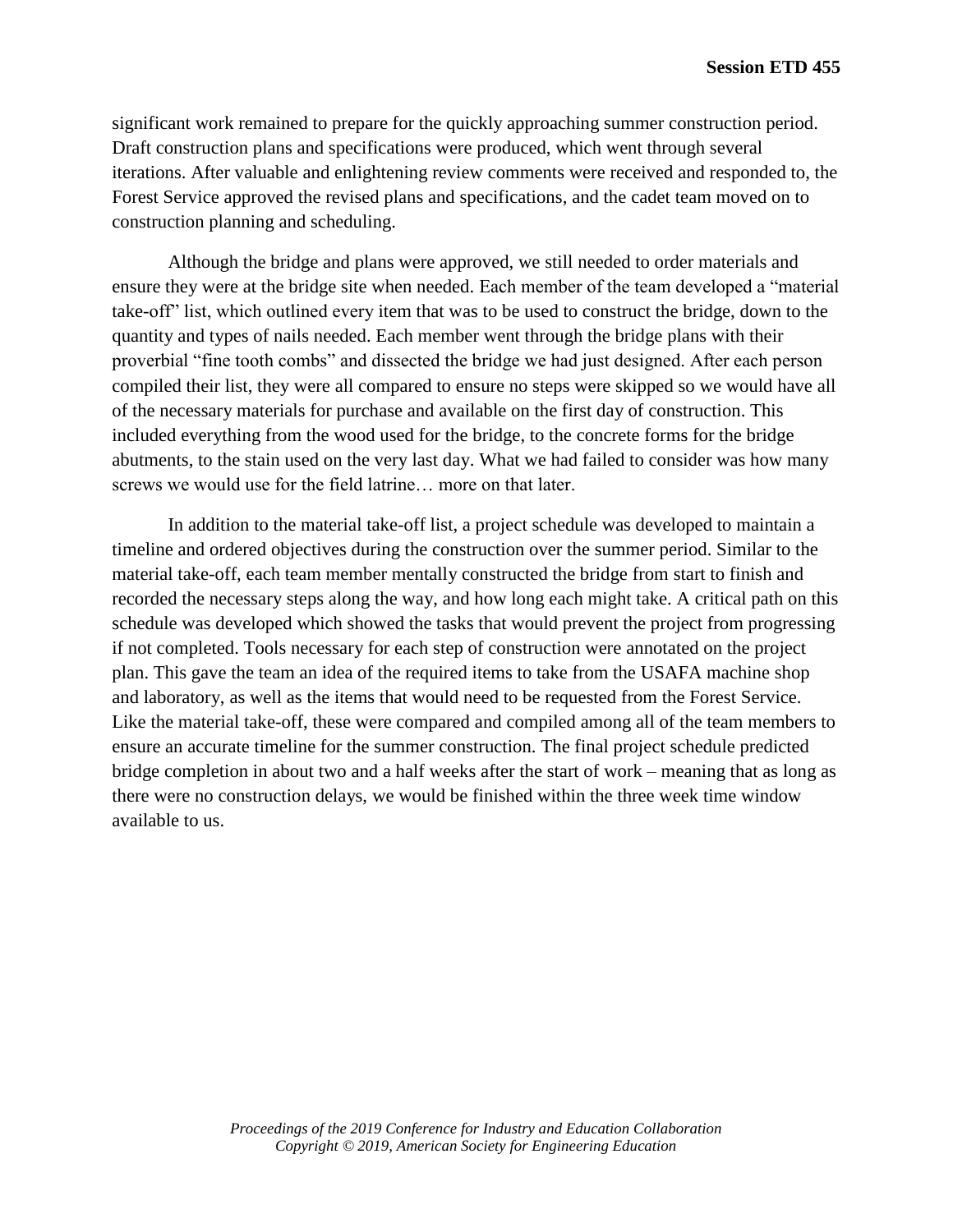significant work remained to prepare for the quickly approaching summer construction period. Draft construction plans and specifications were produced, which went through several iterations. After valuable and enlightening review comments were received and responded to, the Forest Service approved the revised plans and specifications, and the cadet team moved on to construction planning and scheduling.

Although the bridge and plans were approved, we still needed to order materials and ensure they were at the bridge site when needed. Each member of the team developed a "material take-off" list, which outlined every item that was to be used to construct the bridge, down to the quantity and types of nails needed. Each member went through the bridge plans with their proverbial "fine tooth combs" and dissected the bridge we had just designed. After each person compiled their list, they were all compared to ensure no steps were skipped so we would have all of the necessary materials for purchase and available on the first day of construction. This included everything from the wood used for the bridge, to the concrete forms for the bridge abutments, to the stain used on the very last day. What we had failed to consider was how many screws we would use for the field latrine… more on that later.

In addition to the material take-off list, a project schedule was developed to maintain a timeline and ordered objectives during the construction over the summer period. Similar to the material take-off, each team member mentally constructed the bridge from start to finish and recorded the necessary steps along the way, and how long each might take. A critical path on this schedule was developed which showed the tasks that would prevent the project from progressing if not completed. Tools necessary for each step of construction were annotated on the project plan. This gave the team an idea of the required items to take from the USAFA machine shop and laboratory, as well as the items that would need to be requested from the Forest Service. Like the material take-off, these were compared and compiled among all of the team members to ensure an accurate timeline for the summer construction. The final project schedule predicted bridge completion in about two and a half weeks after the start of work – meaning that as long as there were no construction delays, we would be finished within the three week time window available to us.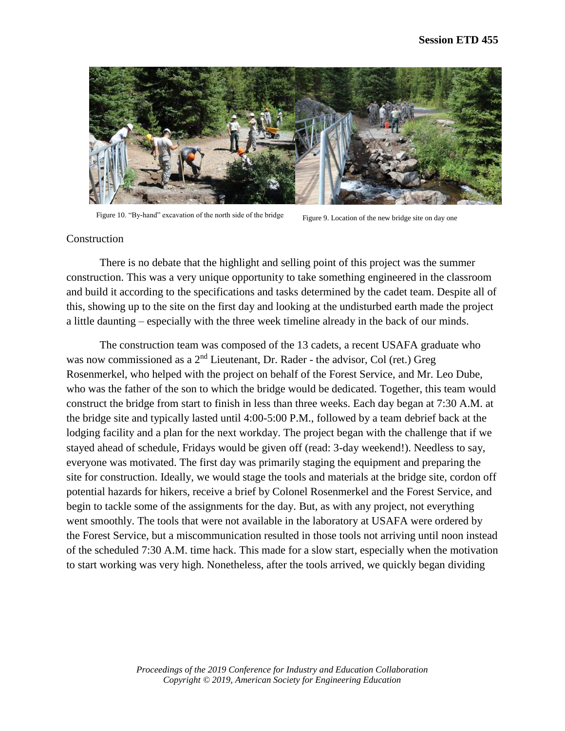Figure 10. “By-hand” excavation of the north side of the bridge

Figure 9. Location of the new bridge site on day one

## Construction

There is no debate that the highlight and selling point of this project was the summer construction. This was a very unique opportunity to take something engineered in the classroom and build it according to the specifications and tasks determined by the cadet team. Despite all of this, showing up to the site on the first day and looking at the undisturbed earth made the project a little daunting – especially with the three week timeline already in the back of our minds.

The construction team was composed of the 13 cadets, a recent USAFA graduate who was now commissioned as a 2nd Lieutenant, Dr. Rader - the advisor, Col (ret.) Greg Rosenmerkel, who helped with the project on behalf of the Forest Service, and Mr. Leo Dube, who was the father of the son to which the bridge would be dedicated. Together, this team would construct the bridge from start to finish in less than three weeks. Each day began at 7:30 A.M. at the bridge site and typically lasted until 4:00-5:00 P.M., followed by a team debrief back at the lodging facility and a plan for the next workday. The project began with the challenge that if we stayed ahead of schedule, Fridays would be given off (read: 3-day weekend!). Needless to say, everyone was motivated. The first day was primarily staging the equipment and preparing the site for construction. Ideally, we would stage the tools and materials at the bridge site, cordon off potential hazards for hikers, receive a brief by Colonel Rosenmerkel and the Forest Service, and begin to tackle some of the assignments for the day. But, as with any project, not everything went smoothly. The tools that were not available in the laboratory at USAFA were ordered by the Forest Service, but a miscommunication resulted in those tools not arriving until noon instead of the scheduled 7:30 A.M. time hack. This made for a slow start, especially when the motivation to start working was very high. Nonetheless, after the tools arrived, we quickly began dividing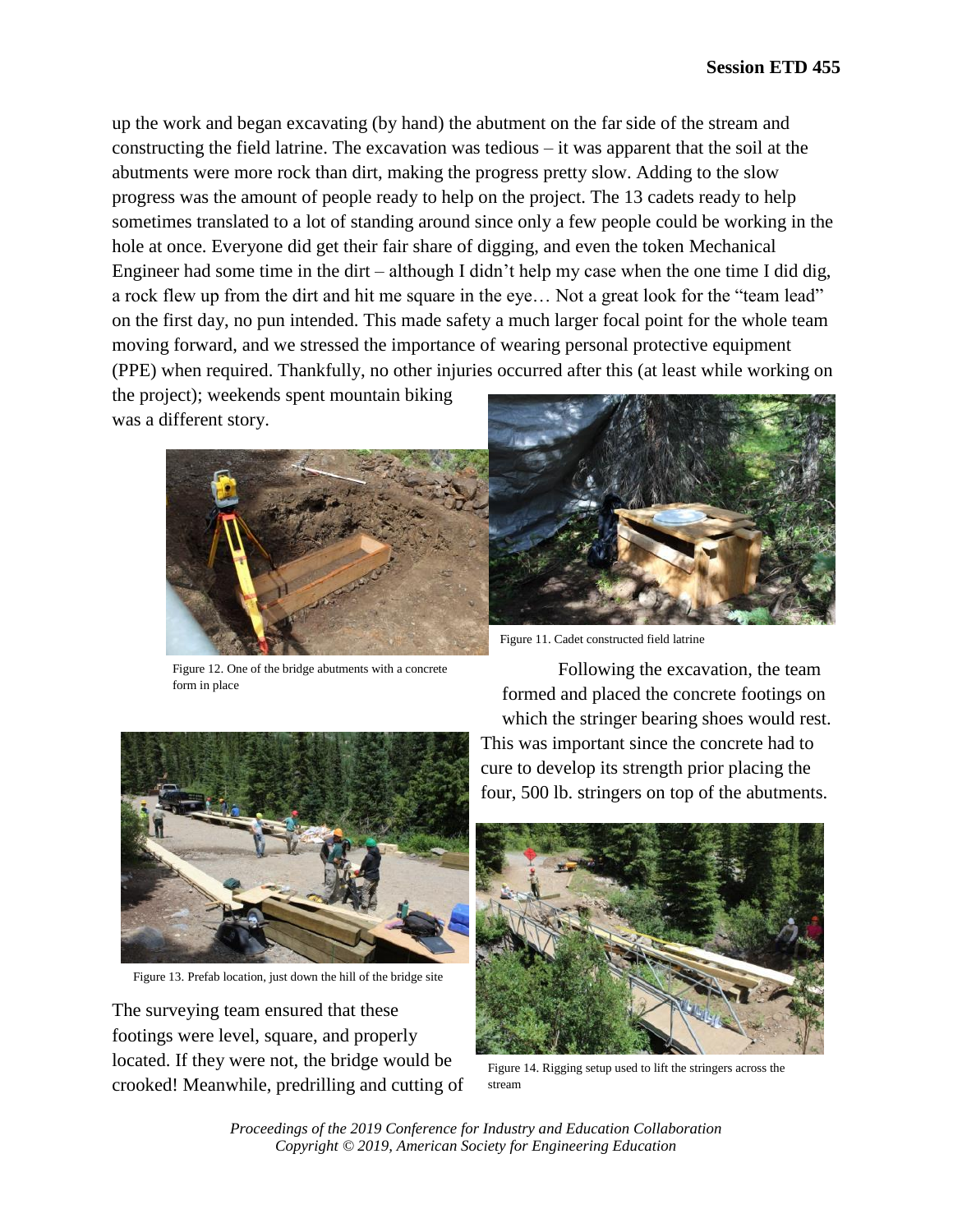up the work and began excavating (by hand) the abutment on the far side of the stream and constructing the field latrine. The excavation was tedious – it was apparent that the soil at the abutments were more rock than dirt, making the progress pretty slow. Adding to the slow progress was the amount of people ready to help on the project. The 13 cadets ready to help sometimes translated to a lot of standing around since only a few people could be working in the hole at once. Everyone did get their fair share of digging, and even the token Mechanical Engineer had some time in the dirt – although I didn't help my case when the one time I did dig, a rock flew up from the dirt and hit me square in the eye… Not a great look for the "team lead" on the first day, no pun intended. This made safety a much larger focal point for the whole team moving forward, and we stressed the importance of wearing personal protective equipment (PPE) when required. Thankfully, no other injuries occurred after this (at least while working on the project); weekends spent mountain biking was a different story.

Figure 11. Cadet constructed field latrine

Figure 12. One of the bridge abutments with a concrete form in place

Following the excavation, the team formed and placed the concrete footings on which the stringer bearing shoes would rest. This was important since the concrete had to cure to develop its strength prior placing the four, 500 lb. stringers on top of the abutments.

Figure 13. Prefab location, just down the hill of the bridge site

Figure 14. Rigging setup used to lift the stringers across the stream

The surveying team ensured that these footings were level, square, and properly located. If they were not, the bridge would be crooked! Meanwhile, predrilling and cutting of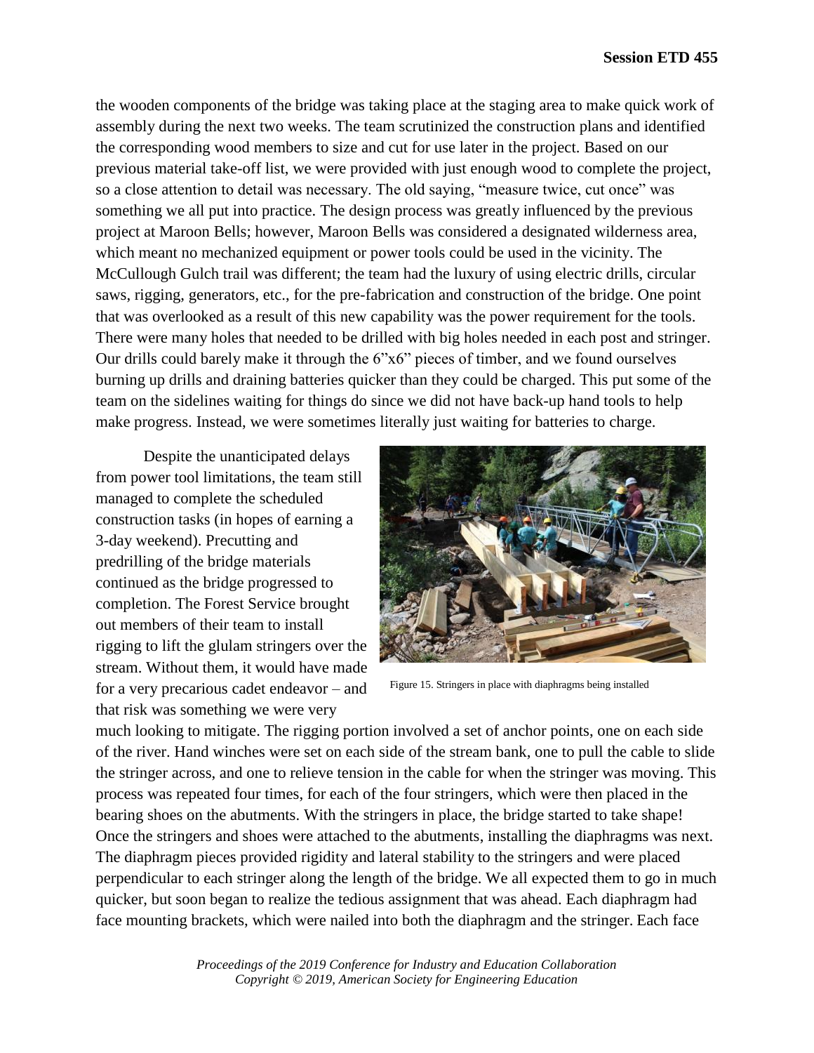the wooden components of the bridge was taking place at the staging area to make quick work of assembly during the next two weeks. The team scrutinized the construction plans and identified the corresponding wood members to size and cut for use later in the project. Based on our previous material take-off list, we were provided with just enough wood to complete the project, so a close attention to detail was necessary. The old saying, "measure twice, cut once" was something we all put into practice. The design process was greatly influenced by the previous project at Maroon Bells; however, Maroon Bells was considered a designated wilderness area, which meant no mechanized equipment or power tools could be used in the vicinity. The McCullough Gulch trail was different; the team had the luxury of using electric drills, circular saws, rigging, generators, etc., for the pre-fabrication and construction of the bridge. One point that was overlooked as a result of this new capability was the power requirement for the tools. There were many holes that needed to be drilled with big holes needed in each post and stringer. Our drills could barely make it through the 6"x6" pieces of timber, and we found ourselves burning up drills and draining batteries quicker than they could be charged. This put some of the team on the sidelines waiting for things do since we did not have back-up hand tools to help make progress. Instead, we were sometimes literally just waiting for batteries to charge.

Despite the unanticipated delays from power tool limitations, the team still managed to complete the scheduled construction tasks (in hopes of earning a 3-day weekend). Precutting and predrilling of the bridge materials continued as the bridge progressed to completion. The Forest Service brought out members of their team to install rigging to lift the glulam stringers over the stream. Without them, it would have made for a very precarious cadet endeavor – and that risk was something we were very much looking to mitigate. The rigging portion involved a set of anchor points, one on each side of the river. Hand winches were set on each side of the stream bank, one to pull the cable to slide the stringer across, and one to relieve tension in the cable for when the stringer was moving. This process was repeated four times, for each of the four stringers, which were then placed in the bearing shoes on the abutments. With the stringers in place, the bridge started to take shape! Once the stringers and shoes were attached to the abutments, installing the diaphragms was next. The diaphragm pieces provided rigidity and lateral stability to the stringers and were placed perpendicular to each stringer along the length of the bridge. We all expected them to go in much quicker, but soon began to realize the tedious assignment that was ahead. Each diaphragm had face mounting brackets, which were nailed into both the diaphragm and the stringer. Each face

Figure 15. Stringers in place with diaphragms being installed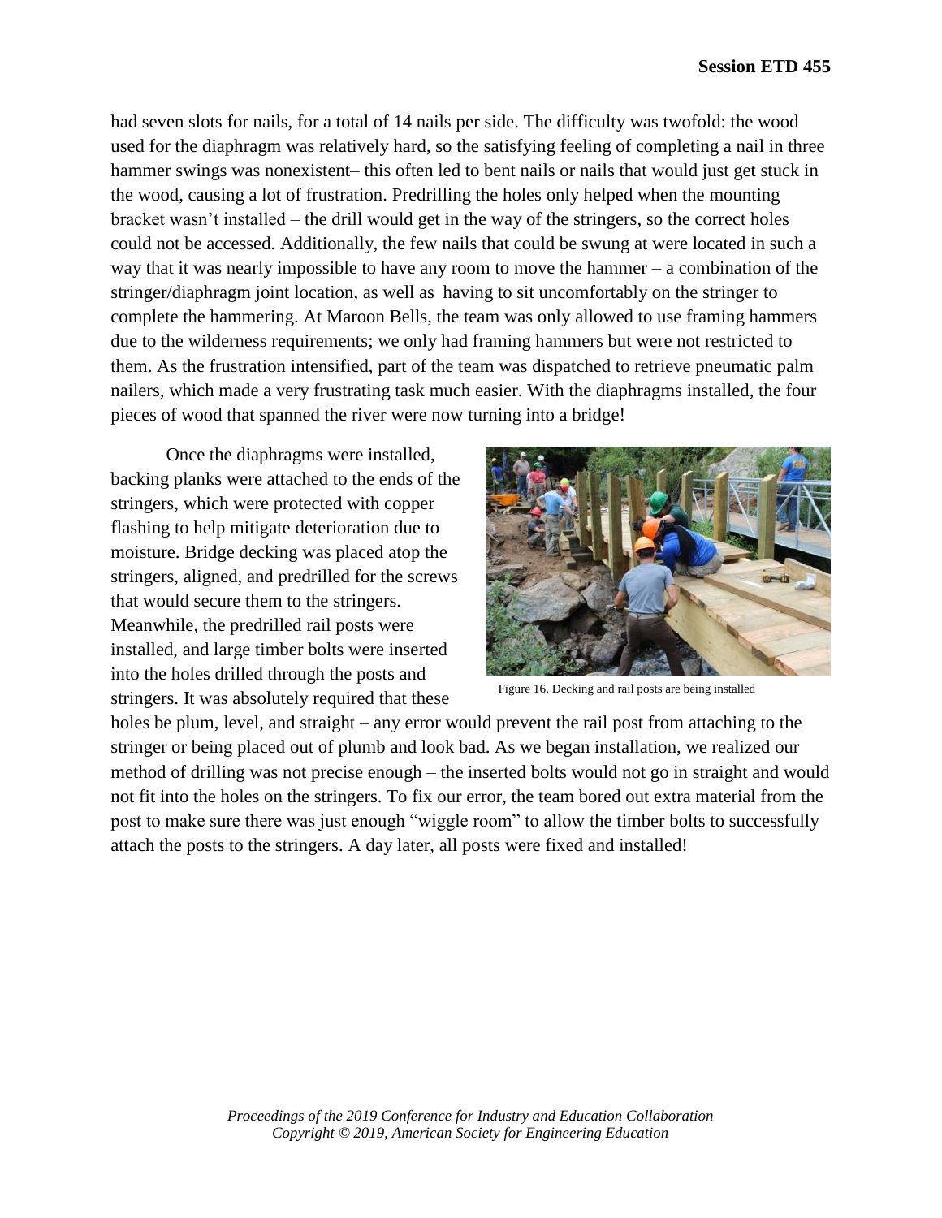had seven slots for nails, for a total of 14 nails per side. The difficulty was twofold: the wood used for the diaphragm was relatively hard, so the satisfying feeling of completing a nail in three hammer swings was nonexistent– this often led to bent nails or nails that would just get stuck in the wood, causing a lot of frustration. Predrilling the holes only helped when the mounting bracket wasn't installed – the drill would get in the way of the stringers, so the correct holes could not be accessed. Additionally, the few nails that could be swung at were located in such a way that it was nearly impossible to have any room to move the hammer – a combination of the stringer/diaphragm joint location, as well as having to sit uncomfortably on the stringer to complete the hammering. At Maroon Bells, the team was only allowed to use framing hammers due to the wilderness requirements; we only had framing hammers but were not restricted to them. As the frustration intensified, part of the team was dispatched to retrieve pneumatic palm nailers, which made a very frustrating task much easier. With the diaphragms installed, the four pieces of wood that spanned the river were now turning into a bridge!

Once the diaphragms were installed, backing planks were attached to the ends of the stringers, which were protected with copper flashing to help mitigate deterioration due to moisture. Bridge decking was placed atop the stringers, aligned, and predrilled for the screws that would secure them to the stringers. Meanwhile, the predrilled rail posts were installed, and large timber bolts were inserted into the holes drilled through the posts and stringers. It was absolutely required that these holes be plum, level, and straight – any error would prevent the rail post from attaching to the stringer or being placed out of plumb and look bad. As we began installation, we realized our method of drilling was not precise enough – the inserted bolts would not go in straight and would not fit into the holes on the stringers. To fix our error, the team bored out extra material from the post to make sure there was just enough "wiggle room" to allow the timber bolts to successfully attach the posts to the stringers. A day later, all posts were fixed and installed!

Figure 16. Decking and rail posts are being installed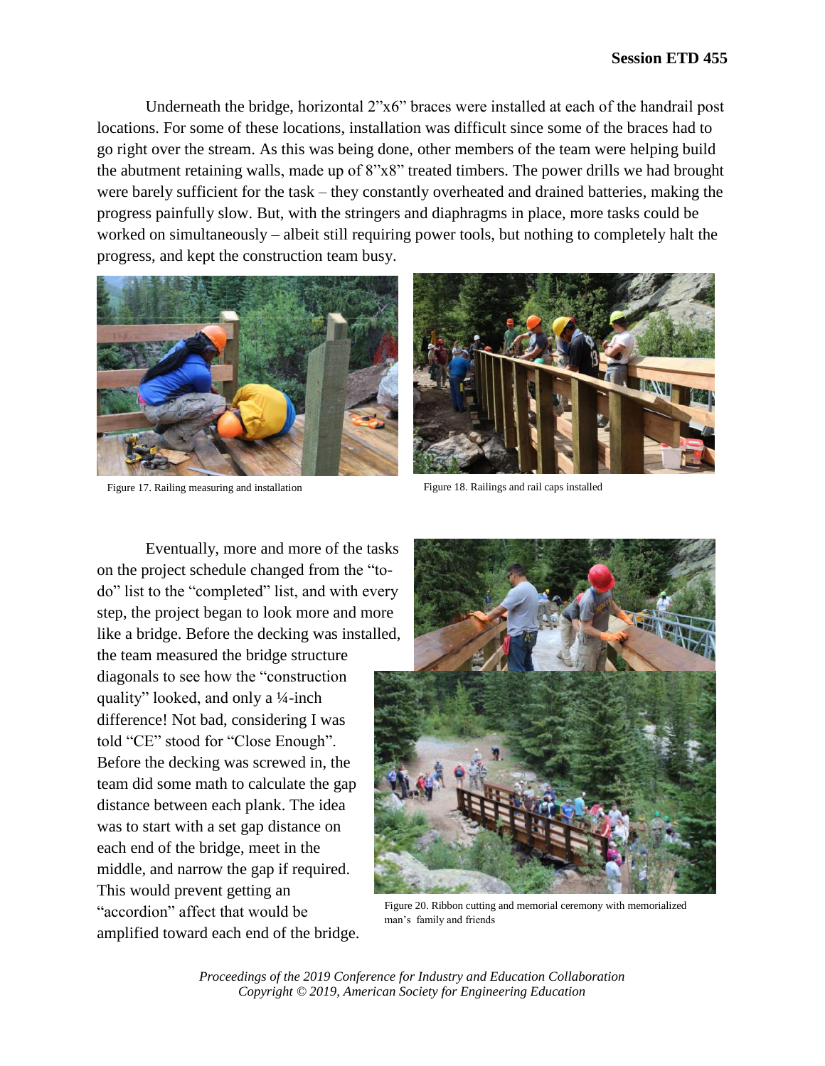Underneath the bridge, horizontal 2"x6" braces were installed at each of the handrail post locations. For some of these locations, installation was difficult since some of the braces had to go right over the stream. As this was being done, other members of the team were helping build the abutment retaining walls, made up of 8"x8" treated timbers. The power drills we had brought were barely sufficient for the task – they constantly overheated and drained batteries, making the progress painfully slow. But, with the stringers and diaphragms in place, more tasks could be worked on simultaneously – albeit still requiring power tools, but nothing to completely halt the progress, and kept the construction team busy.

Figure 17. Railing measuring and installation

Figure 18. Railings and rail caps installed

Eventually, more and more of the tasks on the project schedule changed from the "to-do" list to the "completed" list, and with every step, the project began to look more and more like a bridge. Before the decking was installed, the team measured the bridge structure diagonals to see how the "construction quality" looked, and only a ¼-inch difference! Not bad, considering I was told "CE" stood for "Close Enough". Before the decking was screwed in, the team did some math to calculate the gap distance between each plank. The idea was to start with a set gap distance on each end of the bridge, meet in the middle, and narrow the gap if required. This would prevent getting an "accordion" affect that would be amplified toward each end of the bridge.

Figure 20. Ribbon cutting and memorial ceremony with memorialized man's family and friends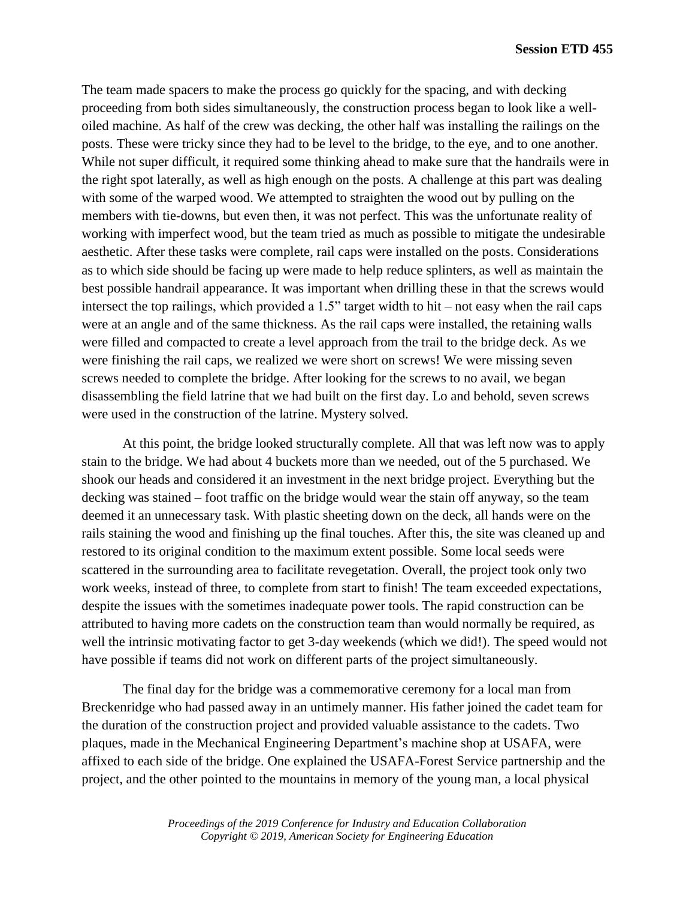The team made spacers to make the process go quickly for the spacing, and with decking proceeding from both sides simultaneously, the construction process began to look like a well-oiled machine. As half of the crew was decking, the other half was installing the railings on the posts. These were tricky since they had to be level to the bridge, to the eye, and to one another. While not super difficult, it required some thinking ahead to make sure that the handrails were in the right spot laterally, as well as high enough on the posts. A challenge at this part was dealing with some of the warped wood. We attempted to straighten the wood out by pulling on the members with tie-downs, but even then, it was not perfect. This was the unfortunate reality of working with imperfect wood, but the team tried as much as possible to mitigate the undesirable aesthetic. After these tasks were complete, rail caps were installed on the posts. Considerations as to which side should be facing up were made to help reduce splinters, as well as maintain the best possible handrail appearance. It was important when drilling these in that the screws would intersect the top railings, which provided a 1.5" target width to hit – not easy when the rail caps were at an angle and of the same thickness. As the rail caps were installed, the retaining walls were filled and compacted to create a level approach from the trail to the bridge deck. As we were finishing the rail caps, we realized we were short on screws! We were missing seven screws needed to complete the bridge. After looking for the screws to no avail, we began disassembling the field latrine that we had built on the first day. Lo and behold, seven screws were used in the construction of the latrine. Mystery solved.

At this point, the bridge looked structurally complete. All that was left now was to apply stain to the bridge. We had about 4 buckets more than we needed, out of the 5 purchased. We shook our heads and considered it an investment in the next bridge project. Everything but the decking was stained – foot traffic on the bridge would wear the stain off anyway, so the team deemed it an unnecessary task. With plastic sheeting down on the deck, all hands were on the rails staining the wood and finishing up the final touches. After this, the site was cleaned up and restored to its original condition to the maximum extent possible. Some local seeds were scattered in the surrounding area to facilitate revegetation. Overall, the project took only two work weeks, instead of three, to complete from start to finish! The team exceeded expectations, despite the issues with the sometimes inadequate power tools. The rapid construction can be attributed to having more cadets on the construction team than would normally be required, as well the intrinsic motivating factor to get 3-day weekends (which we did!). The speed would not have possible if teams did not work on different parts of the project simultaneously.

The final day for the bridge was a commemorative ceremony for a local man from Breckenridge who had passed away in an untimely manner. His father joined the cadet team for the duration of the construction project and provided valuable assistance to the cadets. Two plaques, made in the Mechanical Engineering Department's machine shop at USAFA, were affixed to each side of the bridge. One explained the USAFA-Forest Service partnership and the project, and the other pointed to the mountains in memory of the young man, a local physical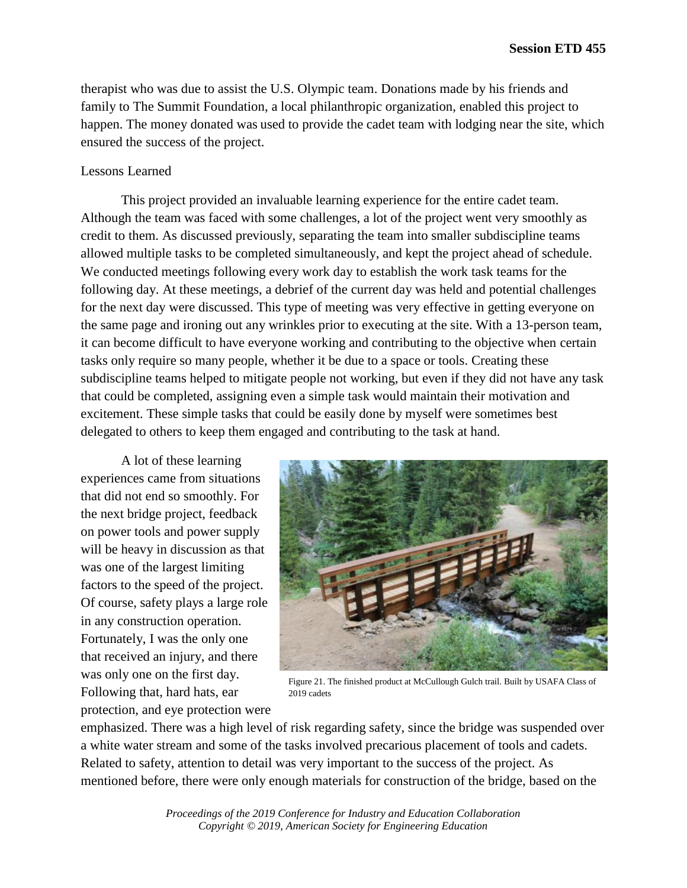therapist who was due to assist the U.S. Olympic team. Donations made by his friends and family to The Summit Foundation, a local philanthropic organization, enabled this project to happen. The money donated was used to provide the cadet team with lodging near the site, which ensured the success of the project.

Lessons Learned

This project provided an invaluable learning experience for the entire cadet team. Although the team was faced with some challenges, a lot of the project went very smoothly as credit to them. As discussed previously, separating the team into smaller subdiscipline teams allowed multiple tasks to be completed simultaneously, and kept the project ahead of schedule. We conducted meetings following every work day to establish the work task teams for the following day. At these meetings, a debrief of the current day was held and potential challenges for the next day were discussed. This type of meeting was very effective in getting everyone on the same page and ironing out any wrinkles prior to executing at the site. With a 13-person team, it can become difficult to have everyone working and contributing to the objective when certain tasks only require so many people, whether it be due to a space or tools. Creating these subdiscipline teams helped to mitigate people not working, but even if they did not have any task that could be completed, assigning even a simple task would maintain their motivation and excitement. These simple tasks that could be easily done by myself were sometimes best delegated to others to keep them engaged and contributing to the task at hand.

A lot of these learning experiences came from situations that did not end so smoothly. For the next bridge project, feedback on power tools and power supply will be heavy in discussion as that was one of the largest limiting factors to the speed of the project. Of course, safety plays a large role in any construction operation. Fortunately, I was the only one that received an injury, and there was only one on the first day. Following that, hard hats, ear protection, and eye protection were emphasized. There was a high level of risk regarding safety, since the bridge was suspended over a white water stream and some of the tasks involved precarious placement of tools and cadets. Related to safety, attention to detail was very important to the success of the project. As mentioned before, there were only enough materials for construction of the bridge, based on the

Figure 21. The finished product at McCullough Gulch trail. Built by USAFA Class of 2019 cadets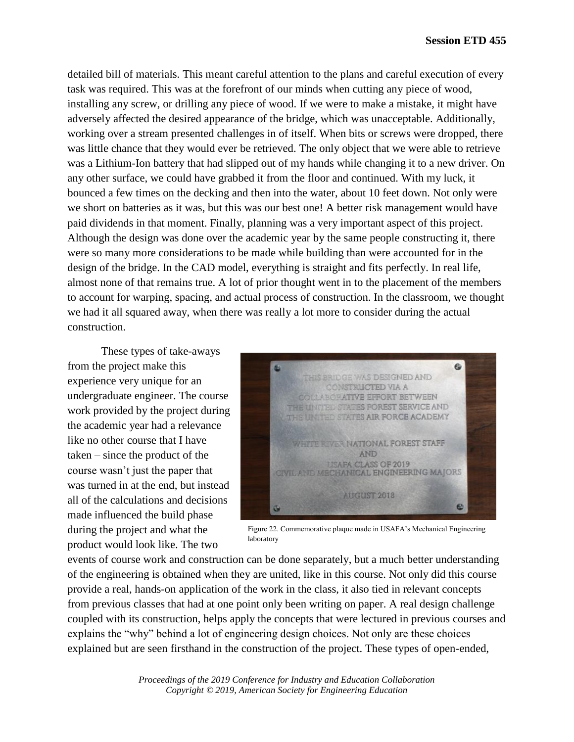detailed bill of materials. This meant careful attention to the plans and careful execution of every task was required. This was at the forefront of our minds when cutting any piece of wood, installing any screw, or drilling any piece of wood. If we were to make a mistake, it might have adversely affected the desired appearance of the bridge, which was unacceptable. Additionally, working over a stream presented challenges in of itself. When bits or screws were dropped, there was little chance that they would ever be retrieved. The only object that we were able to retrieve was a Lithium-Ion battery that had slipped out of my hands while changing it to a new driver. On any other surface, we could have grabbed it from the floor and continued. With my luck, it bounced a few times on the decking and then into the water, about 10 feet down. Not only were we short on batteries as it was, but this was our best one! A better risk management would have paid dividends in that moment. Finally, planning was a very important aspect of this project. Although the design was done over the academic year by the same people constructing it, there were so many more considerations to be made while building than were accounted for in the design of the bridge. In the CAD model, everything is straight and fits perfectly. In real life, almost none of that remains true. A lot of prior thought went in to the placement of the members to account for warping, spacing, and actual process of construction. In the classroom, we thought we had it all squared away, when there was really a lot more to consider during the actual construction.

These types of take-aways from the project make this experience very unique for an undergraduate engineer. The course work provided by the project during the academic year had a relevance like no other course that I have taken – since the product of the course wasn't just the paper that was turned in at the end, but instead all of the calculations and decisions made influenced the build phase during the project and what the product would look like. The two events of course work and construction can be done separately, but a much better understanding of the engineering is obtained when they are united, like in this course. Not only did this course provide a real, hands-on application of the work in the class, it also tied in relevant concepts from previous classes that had at one point only been writing on paper. A real design challenge coupled with its construction, helps apply the concepts that were lectured in previous courses and explains the "why" behind a lot of engineering design choices. Not only are these choices explained but are seen firsthand in the construction of the project. These types of open-ended,

Figure 22. Commemorative plaque made in USAFA's Mechanical Engineering laboratory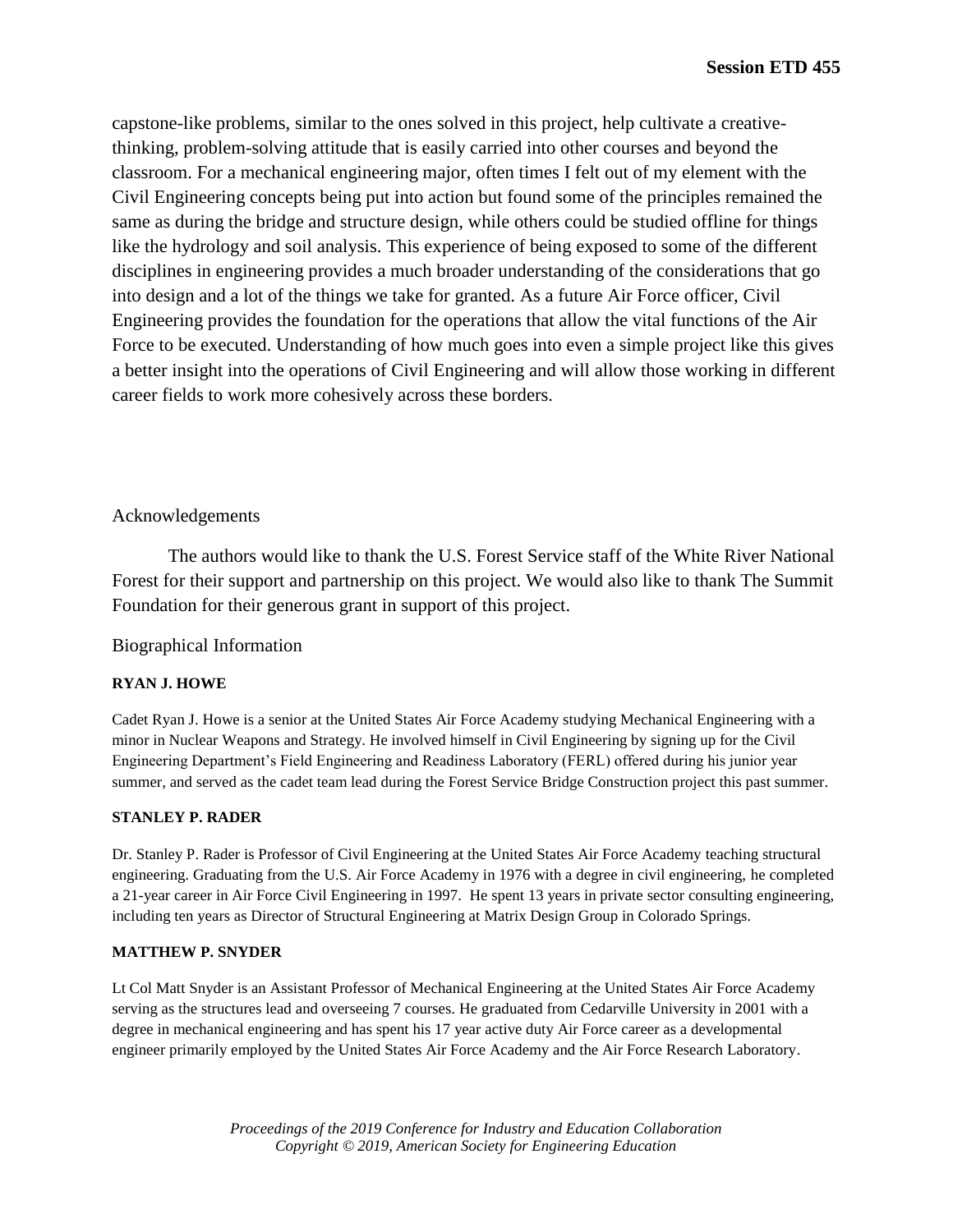capstone-like problems, similar to the ones solved in this project, help cultivate a creative-thinking, problem-solving attitude that is easily carried into other courses and beyond the classroom. For a mechanical engineering major, often times I felt out of my element with the Civil Engineering concepts being put into action but found some of the principles remained the same as during the bridge and structure design, while others could be studied offline for things like the hydrology and soil analysis. This experience of being exposed to some of the different disciplines in engineering provides a much broader understanding of the considerations that go into design and a lot of the things we take for granted. As a future Air Force officer, Civil Engineering provides the foundation for the operations that allow the vital functions of the Air Force to be executed. Understanding of how much goes into even a simple project like this gives a better insight into the operations of Civil Engineering and will allow those working in different career fields to work more cohesively across these borders.

## Acknowledgements

The authors would like to thank the U.S. Forest Service staff of the White River National Forest for their support and partnership on this project. We would also like to thank The Summit Foundation for their generous grant in support of this project.

## Biographical Information

**RYAN J. HOWE**

Cadet Ryan J. Howe is a senior at the United States Air Force Academy studying Mechanical Engineering with a minor in Nuclear Weapons and Strategy. He involved himself in Civil Engineering by signing up for the Civil Engineering Department's Field Engineering and Readiness Laboratory (FERL) offered during his junior year summer, and served as the cadet team lead during the Forest Service Bridge Construction project this past summer.

**STANLEY P. RADER**

Dr. Stanley P. Rader is Professor of Civil Engineering at the United States Air Force Academy teaching structural engineering. Graduating from the U.S. Air Force Academy in 1976 with a degree in civil engineering, he completed a 21-year career in Air Force Civil Engineering in 1997. He spent 13 years in private sector consulting engineering, including ten years as Director of Structural Engineering at Matrix Design Group in Colorado Springs.

**MATTHEW P. SNYDER**

Lt Col Matt Snyder is an Assistant Professor of Mechanical Engineering at the United States Air Force Academy serving as the structures lead and overseeing 7 courses. He graduated from Cedarville University in 2001 with a degree in mechanical engineering and has spent his 17 year active duty Air Force career as a developmental engineer primarily employed by the United States Air Force Academy and the Air Force Research Laboratory.